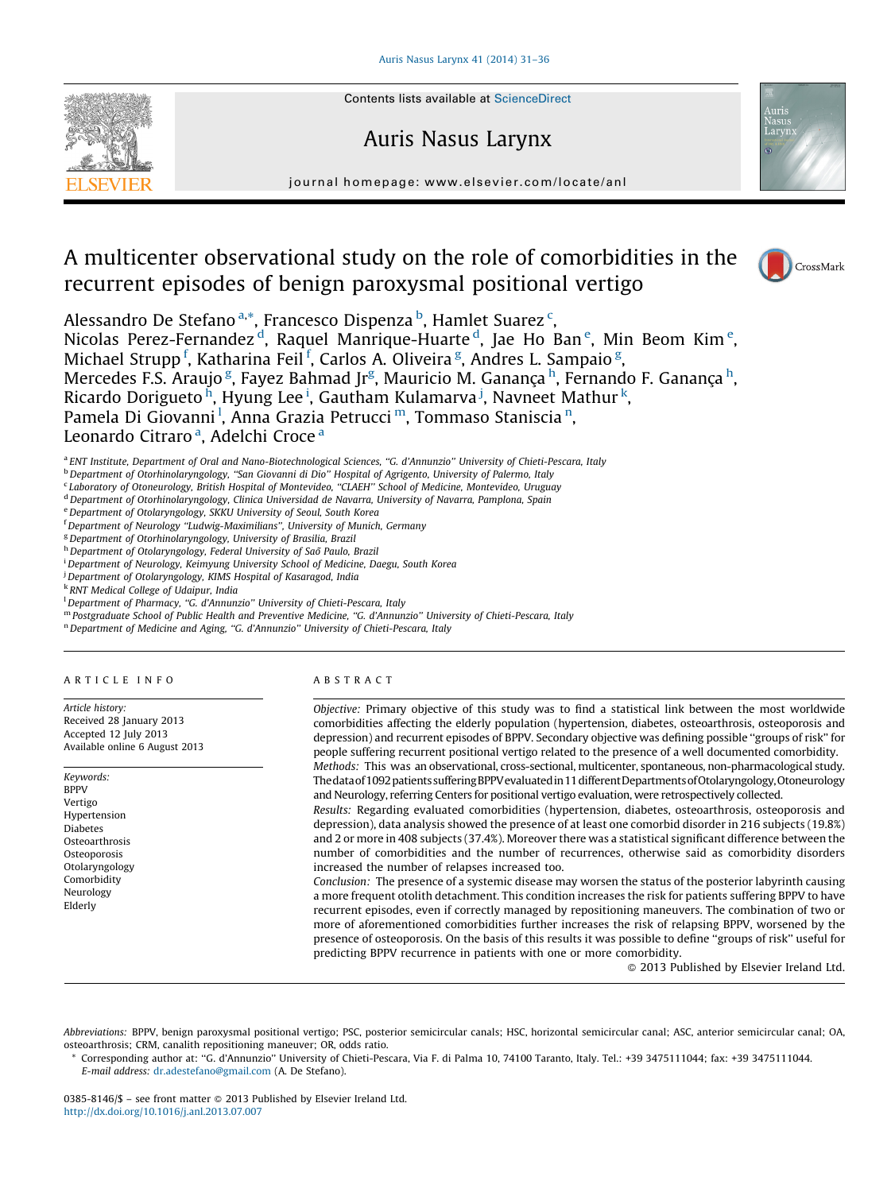# A multicenter observational study on the role of comorbidities in the recurrent episodes of benign paroxysmal positional vertigo

Alessandro De Stefano[a,*], Francesco Dispenza[b], Hamlet Suarez[c], Nicolas Perez-Fernandez[d], Raquel Manrique-Huarte[d], Jae Ho Ban[e], Min Beom Kim[e], Michael Strupp[f], Katharina Feil[f], Carlos A. Oliveira[g], Andres L. Sampaio[g], Mercedes F.S. Araujo[g], Fayez Bahmad Jr[g], Mauricio M. Ganança[h], Fernando F. Ganança[h], Ricardo Dorigueto[h], Hyung Lee[i], Gautham Kulamarva[j], Navneet Mathur[k], Pamela Di Giovanni[l], Anna Grazia Petrucci[m], Tommaso Staniscia[n], Leonardo Citraro[a], Adelchi Croce[a]

[a] ENT Institute, Department of Oral and Nano-Biotechnological Sciences, "G. d'Annunzio" University of Chieti-Pescara, Italy
[b] Department of Otorhinolaryngology, "San Giovanni di Dio" Hospital of Agrigento, University of Palermo, Italy
[c] Laboratory of Otoneurology, British Hospital of Montevideo, "CLAEH" School of Medicine, Montevideo, Uruguay
[d] Department of Otorhinolaryngology, Clinica Universidad de Navarra, University of Navarra, Pamplona, Spain
[e] Department of Otolaryngology, SKKU University of Seoul, South Korea
[f] Department of Neurology "Ludwig-Maximilians", University of Munich, Germany
[g] Department of Otorhinolaryngology, University of Brasilia, Brazil
[h] Department of Otolaryngology, Federal University of Saõ Paulo, Brazil
[i] Department of Neurology, Keimyung University School of Medicine, Daegu, South Korea
[j] Department of Otolaryngology, KIMS Hospital of Kasaragod, India
[k] RNT Medical College of Udaipur, India
[l] Department of Pharmacy, "G. d'Annunzio" University of Chieti-Pescara, Italy
[m] Postgraduate School of Public Health and Preventive Medicine, "G. d'Annunzio" University of Chieti-Pescara, Italy
[n] Department of Medicine and Aging, "G. d'Annunzio" University of Chieti-Pescara, Italy

## ARTICLE INFO

*Article history:*
Received 28 January 2013
Accepted 12 July 2013
Available online 6 August 2013

*Keywords:*
BPPV
Vertigo
Hypertension
Diabetes
Osteoarthrosis
Osteoporosis
Otolaryngology
Comorbidity
Neurology
Elderly

## ABSTRACT

*Objective:* Primary objective of this study was to find a statistical link between the most worldwide comorbidities affecting the elderly population (hypertension, diabetes, osteoarthrosis, osteoporosis and depression) and recurrent episodes of BPPV. Secondary objective was defining possible "groups of risk" for people suffering recurrent positional vertigo related to the presence of a well documented comorbidity.

*Methods:* This was an observational, cross-sectional, multicenter, spontaneous, non-pharmacological study. The data of 1092 patients suffering BPPV evaluated in 11 different Departments of Otolaryngology, Otoneurology and Neurology, referring Centers for positional vertigo evaluation, were retrospectively collected.

*Results:* Regarding evaluated comorbidities (hypertension, diabetes, osteoarthrosis, osteoporosis and depression), data analysis showed the presence of at least one comorbid disorder in 216 subjects (19.8%) and 2 or more in 408 subjects (37.4%). Moreover there was a statistical significant difference between the number of comorbidities and the number of recurrences, otherwise said as comorbidity disorders increased the number of relapses increased too.

*Conclusion:* The presence of a systemic disease may worsen the status of the posterior labyrinth causing a more frequent otolith detachment. This condition increases the risk for patients suffering BPPV to have recurrent episodes, even if correctly managed by repositioning maneuvers. The combination of two or more of aforementioned comorbidities further increases the risk of relapsing BPPV, worsened by the presence of osteoporosis. On the basis of this results it was possible to define "groups of risk" useful for predicting BPPV recurrence in patients with one or more comorbidity.

© 2013 Published by Elsevier Ireland Ltd.

*Abbreviations:* BPPV, benign paroxysmal positional vertigo; PSC, posterior semicircular canals; HSC, horizontal semicircular canal; ASC, anterior semicircular canal; OA, osteoarthrosis; CRM, canalith repositioning maneuver; OR, odds ratio.

* Corresponding author at: "G. d'Annunzio" University of Chieti-Pescara, Via F. di Palma 10, 74100 Taranto, Italy. Tel.: +39 3475111044; fax: +39 3475111044.
*E-mail address:* dr.adestefano@gmail.com (A. De Stefano).

0385-8146/$ – see front matter © 2013 Published by Elsevier Ireland Ltd.
http://dx.doi.org/10.1016/j.anl.2013.07.007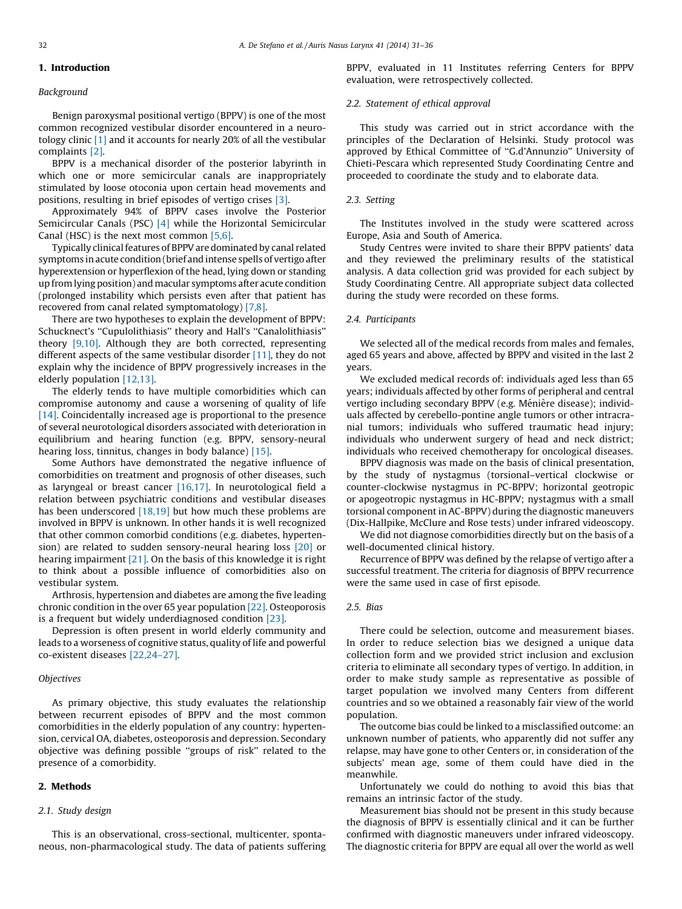## 1. Introduction

*Background*

Benign paroxysmal positional vertigo (BPPV) is one of the most common recognized vestibular disorder encountered in a neurotology clinic [1] and it accounts for nearly 20% of all the vestibular complaints [2].

BPPV is a mechanical disorder of the posterior labyrinth in which one or more semicircular canals are inappropriately stimulated by loose otoconia upon certain head movements and positions, resulting in brief episodes of vertigo crises [3].

Approximately 94% of BPPV cases involve the Posterior Semicircular Canals (PSC) [4] while the Horizontal Semicircular Canal (HSC) is the next most common [5,6].

Typically clinical features of BPPV are dominated by canal related symptoms in acute condition (brief and intense spells of vertigo after hyperextension or hyperflexion of the head, lying down or standing up from lying position) and macular symptoms after acute condition (prolonged instability which persists even after that patient has recovered from canal related symptomatology) [7,8].

There are two hypotheses to explain the development of BPPV: Schucknect's "Cupulolithiasis" theory and Hall's "Canalolithiasis" theory [9,10]. Although they are both corrected, representing different aspects of the same vestibular disorder [11], they do not explain why the incidence of BPPV progressively increases in the elderly population [12,13].

The elderly tends to have multiple comorbidities which can compromise autonomy and cause a worsening of quality of life [14]. Coincidentally increased age is proportional to the presence of several neurotological disorders associated with deterioration in equilibrium and hearing function (e.g. BPPV, sensory-neural hearing loss, tinnitus, changes in body balance) [15].

Some Authors have demonstrated the negative influence of comorbidities on treatment and prognosis of other diseases, such as laryngeal or breast cancer [16,17]. In neurotological field a relation between psychiatric conditions and vestibular diseases has been underscored [18,19] but how much these problems are involved in BPPV is unknown. In other hands it is well recognized that other common comorbid conditions (e.g. diabetes, hypertension) are related to sudden sensory-neural hearing loss [20] or hearing impairment [21]. On the basis of this knowledge it is right to think about a possible influence of comorbidities also on vestibular system.

Arthrosis, hypertension and diabetes are among the five leading chronic condition in the over 65 year population [22]. Osteoporosis is a frequent but widely underdiagnosed condition [23].

Depression is often present in world elderly community and leads to a worseness of cognitive status, quality of life and powerful co-existent diseases [22,24–27].

*Objectives*

As primary objective, this study evaluates the relationship between recurrent episodes of BPPV and the most common comorbidities in the elderly population of any country: hypertension, cervical OA, diabetes, osteoporosis and depression. Secondary objective was defining possible "groups of risk" related to the presence of a comorbidity.

## 2. Methods

### 2.1. Study design

This is an observational, cross-sectional, multicenter, spontaneous, non-pharmacological study. The data of patients suffering BPPV, evaluated in 11 Institutes referring Centers for BPPV evaluation, were retrospectively collected.

### 2.2. Statement of ethical approval

This study was carried out in strict accordance with the principles of the Declaration of Helsinki. Study protocol was approved by Ethical Committee of "G.d'Annunzio" University of Chieti-Pescara which represented Study Coordinating Centre and proceeded to coordinate the study and to elaborate data.

### 2.3. Setting

The Institutes involved in the study were scattered across Europe, Asia and South of America.

Study Centres were invited to share their BPPV patients' data and they reviewed the preliminary results of the statistical analysis. A data collection grid was provided for each subject by Study Coordinating Centre. All appropriate subject data collected during the study were recorded on these forms.

### 2.4. Participants

We selected all of the medical records from males and females, aged 65 years and above, affected by BPPV and visited in the last 2 years.

We excluded medical records of: individuals aged less than 65 years; individuals affected by other forms of peripheral and central vertigo including secondary BPPV (e.g. Ménière disease); individuals affected by cerebello-pontine angle tumors or other intracranial tumors; individuals who suffered traumatic head injury; individuals who underwent surgery of head and neck district; individuals who received chemotherapy for oncological diseases.

BPPV diagnosis was made on the basis of clinical presentation, by the study of nystagmus (torsional–vertical clockwise or counter-clockwise nystagmus in PC-BPPV; horizontal geotropic or apogeotropic nystagmus in HC-BPPV; nystagmus with a small torsional component in AC-BPPV) during the diagnostic maneuvers (Dix-Hallpike, McClure and Rose tests) under infrared videoscopy.

We did not diagnose comorbidities directly but on the basis of a well-documented clinical history.

Recurrence of BPPV was defined by the relapse of vertigo after a successful treatment. The criteria for diagnosis of BPPV recurrence were the same used in case of first episode.

### 2.5. Bias

There could be selection, outcome and measurement biases. In order to reduce selection bias we designed a unique data collection form and we provided strict inclusion and exclusion criteria to eliminate all secondary types of vertigo. In addition, in order to make study sample as representative as possible of target population we involved many Centers from different countries and so we obtained a reasonably fair view of the world population.

The outcome bias could be linked to a misclassified outcome: an unknown number of patients, who apparently did not suffer any relapse, may have gone to other Centers or, in consideration of the subjects' mean age, some of them could have died in the meanwhile.

Unfortunately we could do nothing to avoid this bias that remains an intrinsic factor of the study.

Measurement bias should not be present in this study because the diagnosis of BPPV is essentially clinical and it can be further confirmed with diagnostic maneuvers under infrared videoscopy. The diagnostic criteria for BPPV are equal all over the world as well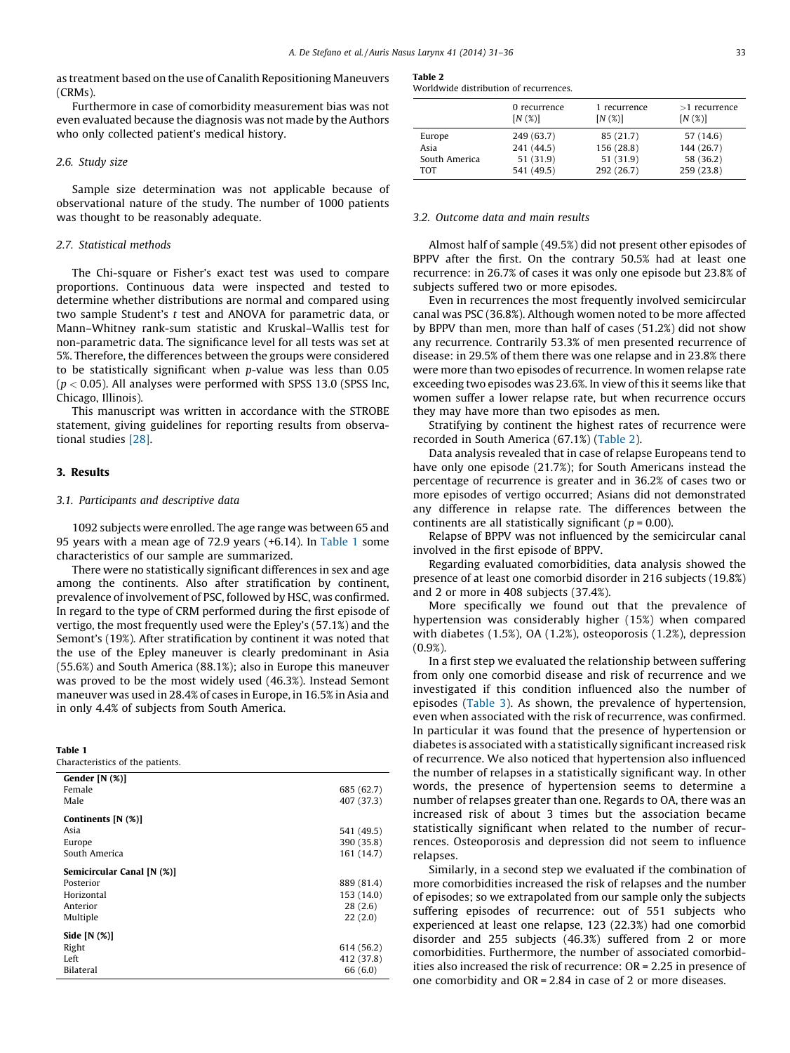as treatment based on the use of Canalith Repositioning Maneuvers (CRMs).

Furthermore in case of comorbidity measurement bias was not even evaluated because the diagnosis was not made by the Authors who only collected patient's medical history.

### 2.6. Study size

Sample size determination was not applicable because of observational nature of the study. The number of 1000 patients was thought to be reasonably adequate.

### 2.7. Statistical methods

The Chi-square or Fisher's exact test was used to compare proportions. Continuous data were inspected and tested to determine whether distributions are normal and compared using two sample Student's *t* test and ANOVA for parametric data, or Mann–Whitney rank-sum statistic and Kruskal–Wallis test for non-parametric data. The significance level for all tests was set at 5%. Therefore, the differences between the groups were considered to be statistically significant when *p*-value was less than 0.05 ($p < 0.05$). All analyses were performed with SPSS 13.0 (SPSS Inc, Chicago, Illinois).

This manuscript was written in accordance with the STROBE statement, giving guidelines for reporting results from observational studies [28].

## 3. Results

### 3.1. Participants and descriptive data

1092 subjects were enrolled. The age range was between 65 and 95 years with a mean age of 72.9 years (+6.14). In Table 1 some characteristics of our sample are summarized.

There were no statistically significant differences in sex and age among the continents. Also after stratification by continent, prevalence of involvement of PSC, followed by HSC, was confirmed. In regard to the type of CRM performed during the first episode of vertigo, the most frequently used were the Epley's (57.1%) and the Semont's (19%). After stratification by continent it was noted that the use of the Epley maneuver is clearly predominant in Asia (55.6%) and South America (88.1%); also in Europe this maneuver was proved to be the most widely used (46.3%). Instead Semont maneuver was used in 28.4% of cases in Europe, in 16.5% in Asia and in only 4.4% of subjects from South America.

**Table 1**
Characteristics of the patients.

| | |
|---|---|
| **Gender [N (%)]** | |
| Female | 685 (62.7) |
| Male | 407 (37.3) |
| **Continents [N (%)]** | |
| Asia | 541 (49.5) |
| Europe | 390 (35.8) |
| South America | 161 (14.7) |
| **Semicircular Canal [N (%)]** | |
| Posterior | 889 (81.4) |
| Horizontal | 153 (14.0) |
| Anterior | 28 (2.6) |
| Multiple | 22 (2.0) |
| **Side [N (%)]** | |
| Right | 614 (56.2) |
| Left | 412 (37.8) |
| Bilateral | 66 (6.0) |

**Table 2**
Worldwide distribution of recurrences.

| | 0 recurrence [N (%)] | 1 recurrence [N (%)] | >1 recurrence [N (%)] |
|---|---|---|---|
| Europe | 249 (63.7) | 85 (21.7) | 57 (14.6) |
| Asia | 241 (44.5) | 156 (28.8) | 144 (26.7) |
| South America | 51 (31.9) | 51 (31.9) | 58 (36.2) |
| TOT | 541 (49.5) | 292 (26.7) | 259 (23.8) |

### 3.2. Outcome data and main results

Almost half of sample (49.5%) did not present other episodes of BPPV after the first. On the contrary 50.5% had at least one recurrence: in 26.7% of cases it was only one episode but 23.8% of subjects suffered two or more episodes.

Even in recurrences the most frequently involved semicircular canal was PSC (36.8%). Although women noted to be more affected by BPPV than men, more than half of cases (51.2%) did not show any recurrence. Contrarily 53.3% of men presented recurrence of disease: in 29.5% of them there was one relapse and in 23.8% there were more than two episodes of recurrence. In women relapse rate exceeding two episodes was 23.6%. In view of this it seems like that women suffer a lower relapse rate, but when recurrence occurs they may have more than two episodes as men.

Stratifying by continent the highest rates of recurrence were recorded in South America (67.1%) (Table 2).

Data analysis revealed that in case of relapse Europeans tend to have only one episode (21.7%); for South Americans instead the percentage of recurrence is greater and in 36.2% of cases two or more episodes of vertigo occurred; Asians did not demonstrated any difference in relapse rate. The differences between the continents are all statistically significant ($p = 0.00$).

Relapse of BPPV was not influenced by the semicircular canal involved in the first episode of BPPV.

Regarding evaluated comorbidities, data analysis showed the presence of at least one comorbid disorder in 216 subjects (19.8%) and 2 or more in 408 subjects (37.4%).

More specifically we found out that the prevalence of hypertension was considerably higher (15%) when compared with diabetes (1.5%), OA (1.2%), osteoporosis (1.2%), depression (0.9%).

In a first step we evaluated the relationship between suffering from only one comorbid disease and risk of recurrence and we investigated if this condition influenced also the number of episodes (Table 3). As shown, the prevalence of hypertension, even when associated with the risk of recurrence, was confirmed. In particular it was found that the presence of hypertension or diabetes is associated with a statistically significant increased risk of recurrence. We also noticed that hypertension also influenced the number of relapses in a statistically significant way. In other words, the presence of hypertension seems to determine a number of relapses greater than one. Regards to OA, there was an increased risk of about 3 times but the association became statistically significant when related to the number of recurrences. Osteoporosis and depression did not seem to influence relapses.

Similarly, in a second step we evaluated if the combination of more comorbidities increased the risk of relapses and the number of episodes; so we extrapolated from our sample only the subjects suffering episodes of recurrence: out of 551 subjects who experienced at least one relapse, 123 (22.3%) had one comorbid disorder and 255 subjects (46.3%) suffered from 2 or more comorbidities. Furthermore, the number of associated comorbidities also increased the risk of recurrence: OR = 2.25 in presence of one comorbidity and OR = 2.84 in case of 2 or more diseases.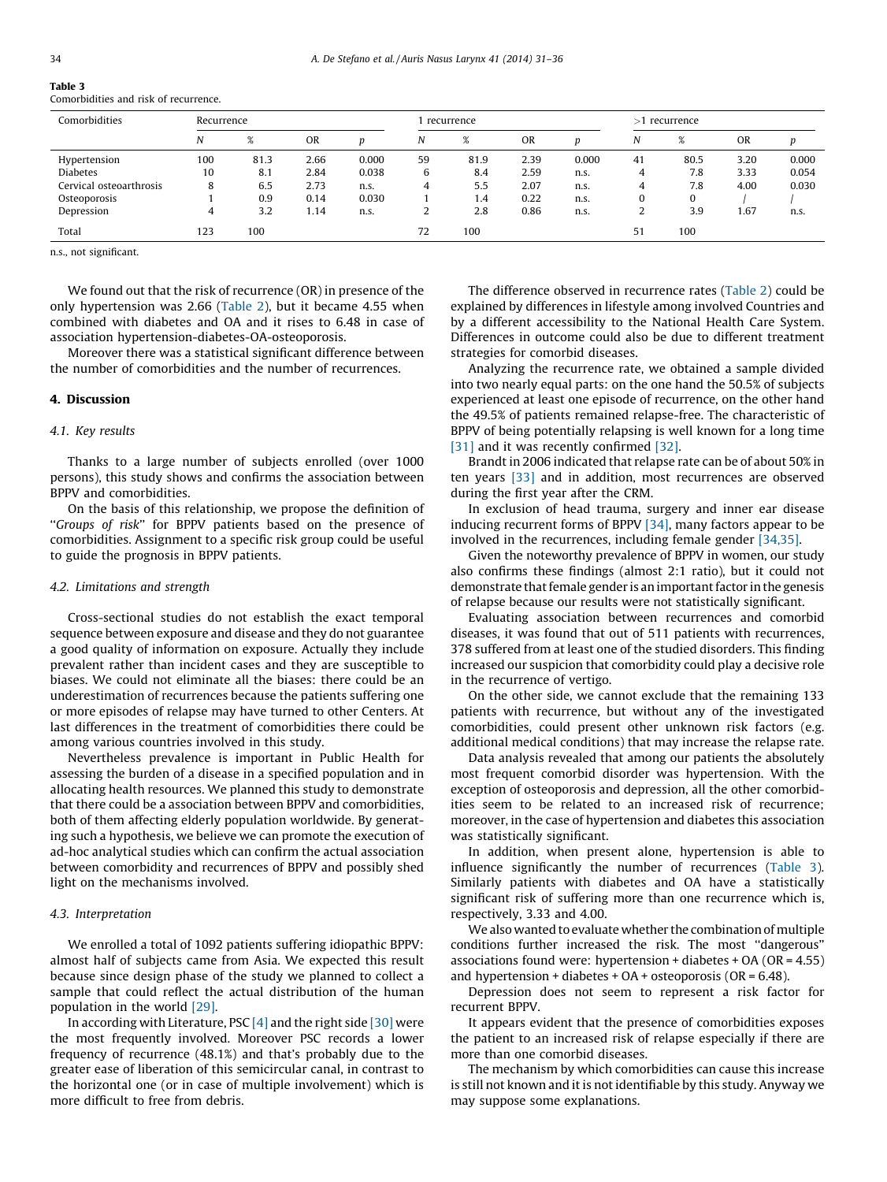**Table 3**
Comorbidities and risk of recurrence.

| Comorbidities | Recurrence | | | | 1 recurrence | | | | >1 recurrence | | | |
|---|---|---|---|---|---|---|---|---|---|---|---|---|
| | N | % | OR | p | N | % | OR | p | N | % | OR | p |
| Hypertension | 100 | 81.3 | 2.66 | 0.000 | 59 | 81.9 | 2.39 | 0.000 | 41 | 80.5 | 3.20 | 0.000 |
| Diabetes | 10 | 8.1 | 2.84 | 0.038 | 6 | 8.4 | 2.59 | n.s. | 4 | 7.8 | 3.33 | 0.054 |
| Cervical osteoarthrosis | 8 | 6.5 | 2.73 | n.s. | 4 | 5.5 | 2.07 | n.s. | 4 | 7.8 | 4.00 | 0.030 |
| Osteoporosis | 1 | 0.9 | 0.14 | 0.030 | 1 | 1.4 | 0.22 | n.s. | 0 | 0 | / | / |
| Depression | 4 | 3.2 | 1.14 | n.s. | 2 | 2.8 | 0.86 | n.s. | 2 | 3.9 | 1.67 | n.s. |
| Total | 123 | 100 | | | 72 | 100 | | | 51 | 100 | | |

n.s., not significant.

We found out that the risk of recurrence (OR) in presence of the only hypertension was 2.66 (Table 2), but it became 4.55 when combined with diabetes and OA and it rises to 6.48 in case of association hypertension-diabetes-OA-osteoporosis.

Moreover there was a statistical significant difference between the number of comorbidities and the number of recurrences.

## 4. Discussion

### 4.1. Key results

Thanks to a large number of subjects enrolled (over 1000 persons), this study shows and confirms the association between BPPV and comorbidities.

On the basis of this relationship, we propose the definition of "*Groups of risk*" for BPPV patients based on the presence of comorbidities. Assignment to a specific risk group could be useful to guide the prognosis in BPPV patients.

### 4.2. Limitations and strength

Cross-sectional studies do not establish the exact temporal sequence between exposure and disease and they do not guarantee a good quality of information on exposure. Actually they include prevalent rather than incident cases and they are susceptible to biases. We could not eliminate all the biases: there could be an underestimation of recurrences because the patients suffering one or more episodes of relapse may have turned to other Centers. At last differences in the treatment of comorbidities there could be among various countries involved in this study.

Nevertheless prevalence is important in Public Health for assessing the burden of a disease in a specified population and in allocating health resources. We planned this study to demonstrate that there could be a association between BPPV and comorbidities, both of them affecting elderly population worldwide. By generating such a hypothesis, we believe we can promote the execution of ad-hoc analytical studies which can confirm the actual association between comorbidity and recurrences of BPPV and possibly shed light on the mechanisms involved.

### 4.3. Interpretation

We enrolled a total of 1092 patients suffering idiopathic BPPV: almost half of subjects came from Asia. We expected this result because since design phase of the study we planned to collect a sample that could reflect the actual distribution of the human population in the world [29].

In according with Literature, PSC [4] and the right side [30] were the most frequently involved. Moreover PSC records a lower frequency of recurrence (48.1%) and that's probably due to the greater ease of liberation of this semicircular canal, in contrast to the horizontal one (or in case of multiple involvement) which is more difficult to free from debris.

The difference observed in recurrence rates (Table 2) could be explained by differences in lifestyle among involved Countries and by a different accessibility to the National Health Care System. Differences in outcome could also be due to different treatment strategies for comorbid diseases.

Analyzing the recurrence rate, we obtained a sample divided into two nearly equal parts: on the one hand the 50.5% of subjects experienced at least one episode of recurrence, on the other hand the 49.5% of patients remained relapse-free. The characteristic of BPPV of being potentially relapsing is well known for a long time [31] and it was recently confirmed [32].

Brandt in 2006 indicated that relapse rate can be of about 50% in ten years [33] and in addition, most recurrences are observed during the first year after the CRM.

In exclusion of head trauma, surgery and inner ear disease inducing recurrent forms of BPPV [34], many factors appear to be involved in the recurrences, including female gender [34,35].

Given the noteworthy prevalence of BPPV in women, our study also confirms these findings (almost 2:1 ratio), but it could not demonstrate that female gender is an important factor in the genesis of relapse because our results were not statistically significant.

Evaluating association between recurrences and comorbid diseases, it was found that out of 511 patients with recurrences, 378 suffered from at least one of the studied disorders. This finding increased our suspicion that comorbidity could play a decisive role in the recurrence of vertigo.

On the other side, we cannot exclude that the remaining 133 patients with recurrence, but without any of the investigated comorbidities, could present other unknown risk factors (e.g. additional medical conditions) that may increase the relapse rate.

Data analysis revealed that among our patients the absolutely most frequent comorbid disorder was hypertension. With the exception of osteoporosis and depression, all the other comorbidities seem to be related to an increased risk of recurrence; moreover, in the case of hypertension and diabetes this association was statistically significant.

In addition, when present alone, hypertension is able to influence significantly the number of recurrences (Table 3). Similarly patients with diabetes and OA have a statistically significant risk of suffering more than one recurrence which is, respectively, 3.33 and 4.00.

We also wanted to evaluate whether the combination of multiple conditions further increased the risk. The most "dangerous" associations found were: hypertension + diabetes + OA (OR = 4.55) and hypertension + diabetes + OA + osteoporosis (OR = 6.48).

Depression does not seem to represent a risk factor for recurrent BPPV.

It appears evident that the presence of comorbidities exposes the patient to an increased risk of relapse especially if there are more than one comorbid diseases.

The mechanism by which comorbidities can cause this increase is still not known and it is not identifiable by this study. Anyway we may suppose some explanations.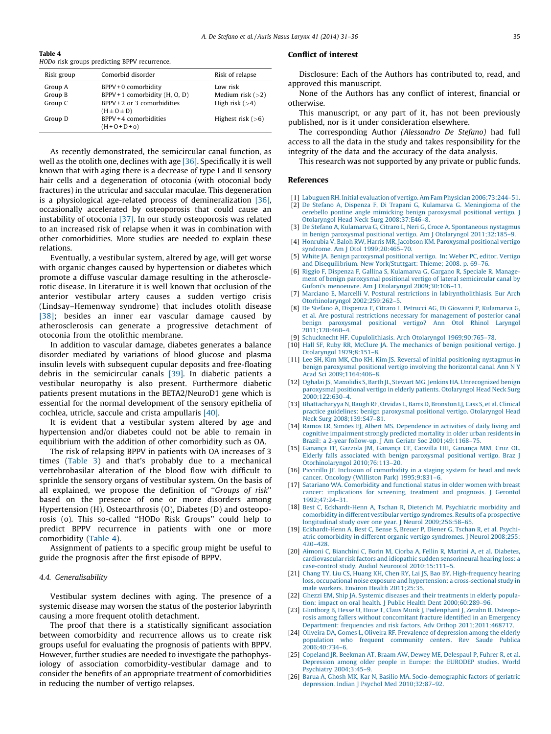**Table 4**
*HODo* risk groups predicting BPPV recurrence.

| Risk group | Comorbid disorder | Risk of relapse |
|---|---|---|
| Group A | BPPV + 0 comorbidity | Low risk |
| Group B | BPPV + 1 comorbidity (H, O, D) | Medium risk (>2) |
| Group C | BPPV + 2 or 3 comorbidities (H ± O ± D) | High risk (>4) |
| Group D | BPPV + 4 comorbidities (H + O + D + o) | Highest risk (>6) |

As recently demonstrated, the semicircular canal function, as well as the otolith one, declines with age [36]. Specifically it is well known that with aging there is a decrease of type I and II sensory hair cells and a degeneration of otoconia (with otoconial body fractures) in the utricular and saccular maculae. This degeneration is a physiological age-related process of demineralization [36], occasionally accelerated by osteoporosis that could cause an instability of otoconia [37]. In our study osteoporosis was related to an increased risk of relapse when it was in combination with other comorbidities. More studies are needed to explain these relations.

Eventually, a vestibular system, altered by age, will get worse with organic changes caused by hypertension or diabetes which promote a diffuse vascular damage resulting in the atherosclerotic disease. In Literature it is well known that occlusion of the anterior vestibular artery causes a sudden vertigo crisis (Lindsay–Hemenway syndrome) that includes otolith disease [38]; besides an inner ear vascular damage caused by atherosclerosis can generate a progressive detachment of otoconia from the otolithic membrane.

In addition to vascular damage, diabetes generates a balance disorder mediated by variations of blood glucose and plasma insulin levels with subsequent cupular deposits and free-floating debris in the semicircular canals [39]. In diabetic patients a vestibular neuropathy is also present. Furthermore diabetic patients present mutations in the BETA2/NeuroD1 gene which is essential for the normal development of the sensory epithelia of cochlea, utricle, saccule and crista ampullaris [40].

It is evident that a vestibular system altered by age and hypertension and/or diabetes could not be able to remain in equilibrium with the addition of other comorbidity such as OA.

The risk of relapsing BPPV in patients with OA increases of 3 times (Table 3) and that's probably due to a mechanical vertebrobasilar alteration of the blood flow with difficult to sprinkle the sensory organs of vestibular system. On the basis of all explained, we propose the definition of "*Groups of risk*" based on the presence of one or more disorders among Hypertension (H), Osteoarthrosis (O), Diabetes (D) and osteoporosis (o). This so-called "HODo Risk Groups" could help to predict BPPV recurrence in patients with one or more comorbidity (Table 4).

Assignment of patients to a specific group might be useful to guide the prognosis after the first episode of BPPV.

### 4.4. Generalisability

Vestibular system declines with aging. The presence of a systemic disease may worsen the status of the posterior labyrinth causing a more frequent otolith detachment.

The proof that there is a statistically significant association between comorbidity and recurrence allows us to create risk groups useful for evaluating the prognosis of patients with BPPV. However, further studies are needed to investigate the pathophysiology of association comorbidity-vestibular damage and to consider the benefits of an appropriate treatment of comorbidities in reducing the number of vertigo relapses.

## Conflict of interest

Disclosure: Each of the Authors has contributed to, read, and approved this manuscript.

None of the Authors has any conflict of interest, financial or otherwise.

This manuscript, or any part of it, has not been previously published, nor is it under consideration elsewhere.

The corresponding Author *(Alessandro De Stefano)* had full access to all the data in the study and takes responsibility for the integrity of the data and the accuracy of the data analysis.

This research was not supported by any private or public funds.

## References

[1] Labuguen RH. Initial evaluation of vertigo. Am Fam Physician 2006;73:244–51.
[2] De Stefano A, Dispenza F, Di Trapani G, Kulamarva G. Meningioma of the cerebello pontine angle mimicking benign paroxysmal positional vertigo. J Otolaryngol Head Neck Surg 2008;37:E46–8.
[3] De Stefano A, Kulamarva G, Citraro L, Neri G, Croce A. Spontaneous nystagmus in benign paroxysmal positional vertigo. Am J Otolaryngol 2011;32:185–9.
[4] Honrubia V, Baloh RW, Harris MR, Jacobson KM. Paroxysmal positional vertigo syndrome. Am J Otol 1999;20:465–70.
[5] White JA. Benign paroxysmal positional vertigo. In: Weber PC, editor. Vertigo and Disequilibrium. New York/Stuttgart: Thieme; 2008. p. 69–76.
[6] Riggio F, Dispenza F, Gallina S, Kulamarva G, Gargano R, Speciale R. Management of benign paroxysmal positional vertigo of lateral semicircular canal by Gufoni's menoeuvre. Am J Otolaryngol 2009;30:106–11.
[7] Marciano E, Marcelli V. Postural restrictions in labyrintholithiasis. Eur Arch Otorhinolaryngol 2002;259:262–5.
[8] De Stefano A, Dispenza F, Citraro L, Petrucci AG, Di Giovanni P, Kulamarva G, et al. Are postural restrictions necessary for management of posterior canal benign paroxysmal positional vertigo? Ann Otol Rhinol Laryngol 2011;120:460–4.
[9] Schucknecht HF. Cupulolithiasis. Arch Otolaryngol 1969;90:765–78.
[10] Hall SF, Ruby RR, McClure JA. The mechanics of benign positional vertigo. J Otolaryngol 1979;8:151–8.
[11] Lee SH, Kim MK, Cho KH, Kim JS. Reversal of initial positioning nystagmus in benign paroxysmal positional vertigo involving the horizontal canal. Ann N Y Acad Sci 2009;1164:406–8.
[12] Oghalai JS, Manolidis S, Barth JL, Stewart MG, Jenkins HA. Unrecognized benign paroxysmal positional vertigo in elderly patients. Otolaryngol Head Neck Surg 2000;122:630–4.
[13] Bhattacharyya N, Baugh RF, Orvidas L, Barrs D, Bronston LJ, Cass S, et al. Clinical practice guidelines: benign paroxysmal positional vertigo. Otolaryngol Head Neck Surg 2008;139:S47–81.
[14] Ramos LR, Simões EJ, Albert MS. Dependence in activities of daily living and cognitive impairment strongly predicted mortality in older urban residents in Brazil: a 2-year follow-up. J Am Geriatr Soc 2001;49:1168–75.
[15] Ganança FF, Gazzola JM, Ganança CF, Caovilla HH, Ganança MM, Cruz OL. Elderly falls associated with benign paroxysmal positional vertigo. Braz J Otorhinolaryngol 2010;76:113–20.
[16] Piccirillo JF. Inclusion of comorbidity in a staging system for head and neck cancer. Oncology (Williston Park) 1995;9:831–6.
[17] Satariano WA. Comorbidity and functional status in older women with breast cancer: implications for screening, treatment and prognosis. J Gerontol 1992;47:24–31.
[18] Best C, Eckhardt-Henn A, Tschan R, Dieterich M. Psychiatric morbidity and comorbidity in different vestibular vertigo syndromes. Results of a prospective longitudinal study over one year. J Neurol 2009;256:58–65.
[19] Eckhardt-Henn A, Best C, Bense S, Breuer P, Diener G, Tschan R, et al. Psychiatric comorbidity in different organic vertigo syndromes. J Neurol 2008;255:420–428.
[20] Aimoni C, Bianchini C, Borin M, Ciorba A, Fellin R, Martini A, et al. Diabetes, cardiovascular risk factors and idiopathic sudden sensorineural hearing loss: a case-control study. Audiol Neurootol 2010;15:111–5.
[21] Chang TY, Liu CS, Huang KH, Chen RY, Lai JS, Bao BY. High-frequency hearing loss, occupational noise exposure and hypertension: a cross-sectional study in male workers. Environ Health 2011;25:35.
[22] Ghezzi EM, Ship JA. Systemic diseases and their treatments in elderly population: impact on oral health. J Public Health Dent 2000;60:289–96.
[23] Glintborg B, Hesse U, Houe T, Claus Munk J, Pødenphant J, Zerahn B. Osteoporosis among fallers without concomitant fracture identified in an Emergency Department: frequencies and risk factors. Adv Orthop 2011;2011:468717.
[24] Oliveira DA, Gomes L, Oliveira RF. Prevalence of depression among the elderly population who frequent community centers. Rev Saude Publica 2006;40:734–6.
[25] Copeland JR, Beekman AT, Braam AW, Dewey ME, Delespaul P, Fuhrer R, et al. Depression among older people in Europe: the EURODEP studies. World Psychiatry 2004;3:45–9.
[26] Barua A, Ghosh MK, Kar N, Basilio MA. Socio-demographic factors of geriatric depression. Indian J Psychol Med 2010;32:87–92.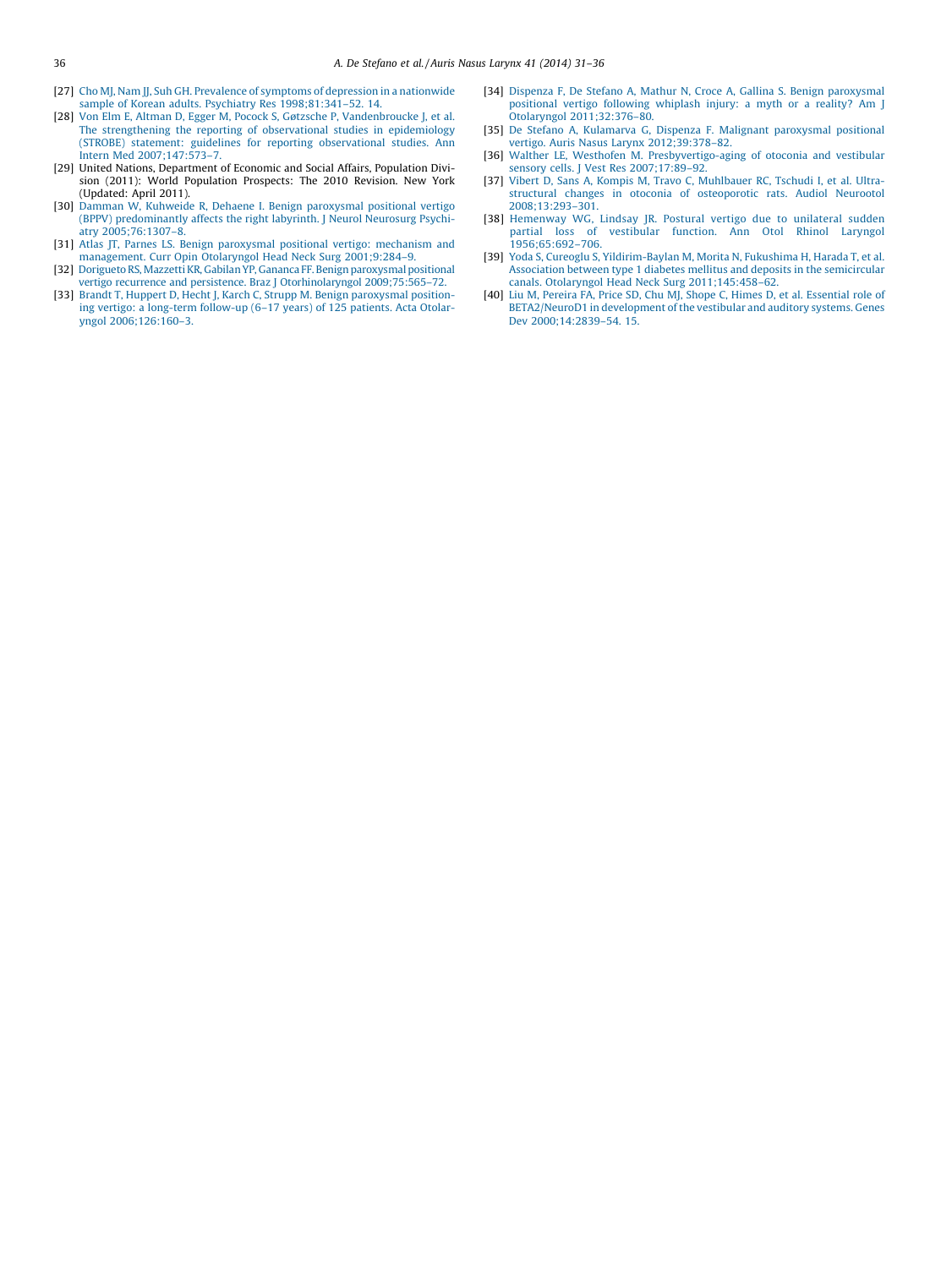[27] Cho MJ, Nam JJ, Suh GH. Prevalence of symptoms of depression in a nationwide sample of Korean adults. Psychiatry Res 1998;81:341–52. 14.

[28] Von Elm E, Altman D, Egger M, Pocock S, Gøtzsche P, Vandenbroucke J, et al. The strengthening the reporting of observational studies in epidemiology (STROBE) statement: guidelines for reporting observational studies. Ann Intern Med 2007;147:573–7.

[29] United Nations, Department of Economic and Social Affairs, Population Division (2011): World Population Prospects: The 2010 Revision. New York (Updated: April 2011).

[30] Damman W, Kuhweide R, Dehaene I. Benign paroxysmal positional vertigo (BPPV) predominantly affects the right labyrinth. J Neurol Neurosurg Psychiatry 2005;76:1307–8.

[31] Atlas JT, Parnes LS. Benign paroxysmal positional vertigo: mechanism and management. Curr Opin Otolaryngol Head Neck Surg 2001;9:284–9.

[32] Dorigueto RS, Mazzetti KR, Gabilan YP, Gananca FF. Benign paroxysmal positional vertigo recurrence and persistence. Braz J Otorhinolaryngol 2009;75:565–72.

[33] Brandt T, Huppert D, Hecht J, Karch C, Strupp M. Benign paroxysmal positioning vertigo: a long-term follow-up (6–17 years) of 125 patients. Acta Otolaryngol 2006;126:160–3.

[34] Dispenza F, De Stefano A, Mathur N, Croce A, Gallina S. Benign paroxysmal positional vertigo following whiplash injury: a myth or a reality? Am J Otolaryngol 2011;32:376–80.

[35] De Stefano A, Kulamarva G, Dispenza F. Malignant paroxysmal positional vertigo. Auris Nasus Larynx 2012;39:378–82.

[36] Walther LE, Westhofen M. Presbyvertigo-aging of otoconia and vestibular sensory cells. J Vest Res 2007;17:89–92.

[37] Vibert D, Sans A, Kompis M, Travo C, Muhlbauer RC, Tschudi I, et al. Ultrastructural changes in otoconia of osteoporotic rats. Audiol Neurootol 2008;13:293–301.

[38] Hemenway WG, Lindsay JR. Postural vertigo due to unilateral sudden partial loss of vestibular function. Ann Otol Rhinol Laryngol 1956;65:692–706.

[39] Yoda S, Cureoglu S, Yildirim-Baylan M, Morita N, Fukushima H, Harada T, et al. Association between type 1 diabetes mellitus and deposits in the semicircular canals. Otolaryngol Head Neck Surg 2011;145:458–62.

[40] Liu M, Pereira FA, Price SD, Chu MJ, Shope C, Himes D, et al. Essential role of BETA2/NeuroD1 in development of the vestibular and auditory systems. Genes Dev 2000;14:2839–54. 15.